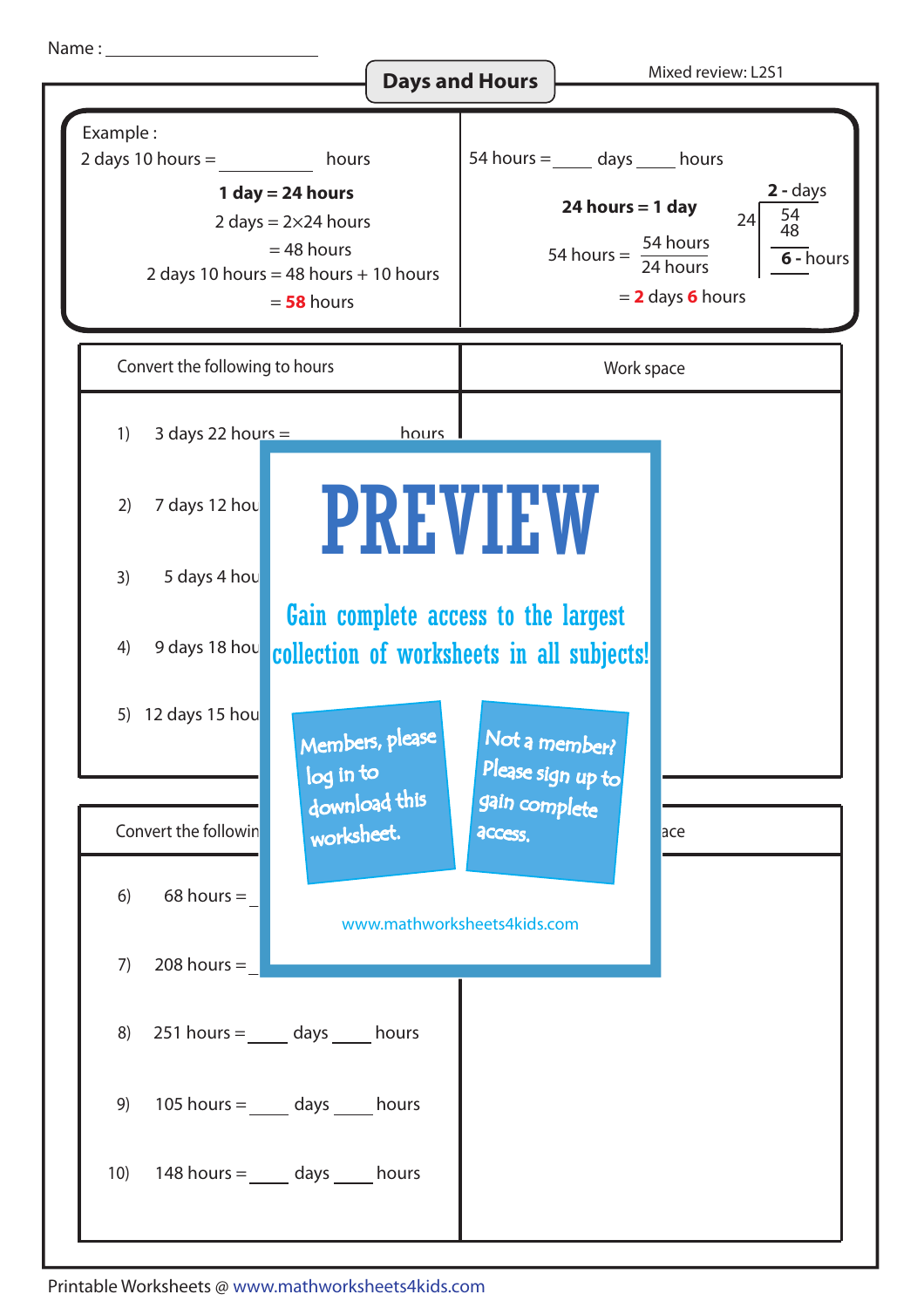Name : ____________________

# Days and Hours

Mixed review: L2S1

**Example :**

2 days 10 hours = __________ hours

**1 day = 24 hours**

2 days = 2×24 hours

= 48 hours

2 days 10 hours = 48 hours + 10 hours

= **58** hours

54 hours = ____ days ____ hours

**24 hours = 1 day**

54 hours = $\frac{54 \text{ hours}}{24 \text{ hours}}$

**2 -** days
24 | 54
48
**6 -** hours

= **2** days **6** hours

| Convert the following to hours | Work space |
|---|---|
| 1) 3 days 22 hours = __________ hours | |
| 2) 7 days 12 hou | |
| 3) 5 days 4 hou | |
| 4) 9 days 18 hou | |
| 5) 12 days 15 hou | |

| Convert the followin | ace |
|---|---|
| 6) 68 hours = _ | |
| 7) 208 hours = _ | |
| 8) 251 hours = ____ days ____ hours | |
| 9) 105 hours = ____ days ____ hours | |
| 10) 148 hours = ____ days ____ hours | |

PREVIEW

Gain complete access to the largest collection of worksheets in all subjects!

Members, please log in to download this worksheet.

Not a member? Please sign up to gain complete access.

www.mathworksheets4kids.com

Printable Worksheets @ www.mathworksheets4kids.com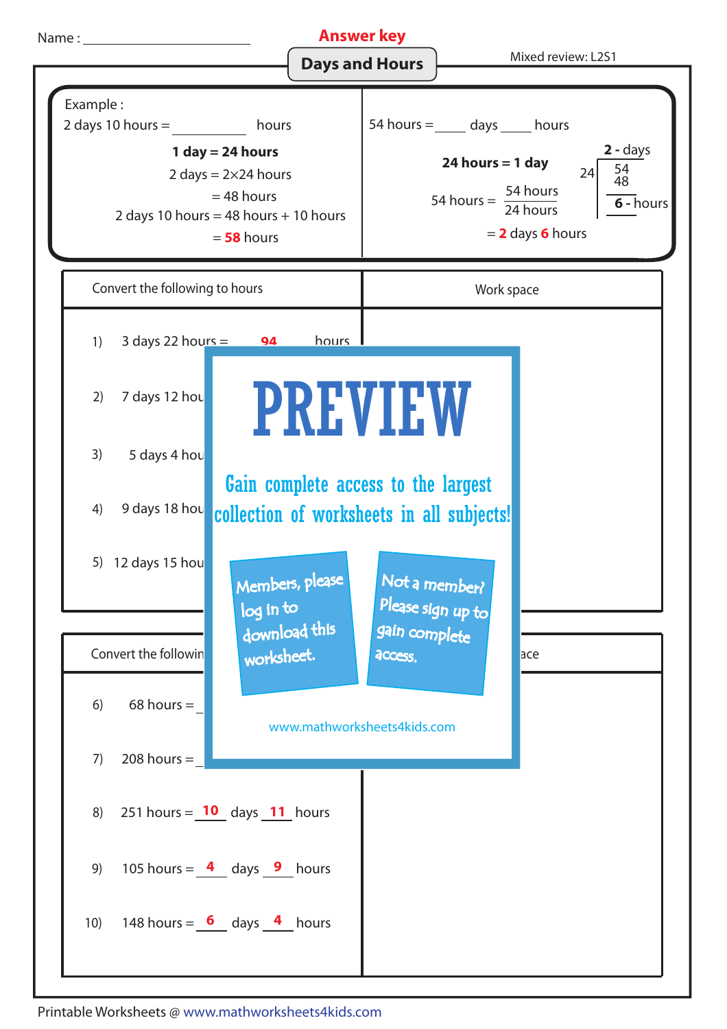Name : ____________________

**Answer key**

# Days and Hours

Mixed review: L2S1

Example :

2 days 10 hours = __________ hours

**1 day = 24 hours**

2 days = 2×24 hours

= 48 hours

2 days 10 hours = 48 hours + 10 hours

= **58** hours

54 hours = ____ days ____ hours

**24 hours = 1 day**

54 hours = $\frac{54 \text{ hours}}{24 \text{ hours}}$

```
      2 - days
24 | 54
     48
     6 - hours
```

= **2** days **6** hours

| Convert the following to hours | Work space |
|---|---|
| 1) 3 days 22 hours = **94** hours | |
| 2) 7 days 12 hou | |
| 3) 5 days 4 hou | |
| 4) 9 days 18 hou | |
| 5) 12 days 15 hou | |

PREVIEW

Gain complete access to the largest collection of worksheets in all subjects!

Members, please log in to download this worksheet.

Not a member? Please sign up to gain complete access.

www.mathworksheets4kids.com

| Convert the followin | ace |
|---|---|
| 6) 68 hours = _ | |
| 7) 208 hours = _ | |
| 8) 251 hours = **10** days **11** hours | |
| 9) 105 hours = **4** days **9** hours | |
| 10) 148 hours = **6** days **4** hours | |

Printable Worksheets @ www.mathworksheets4kids.com